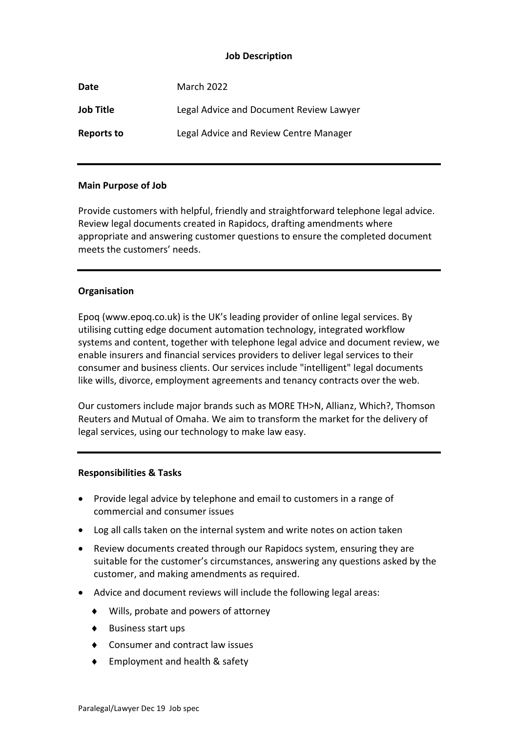**Job Description**

| | |
|---|---|
| **Date** | March 2022 |
| **Job Title** | Legal Advice and Document Review Lawyer |
| **Reports to** | Legal Advice and Review Centre Manager |

---

**Main Purpose of Job**

Provide customers with helpful, friendly and straightforward telephone legal advice. Review legal documents created in Rapidocs, drafting amendments where appropriate and answering customer questions to ensure the completed document meets the customers' needs.

---

**Organisation**

Epoq (www.epoq.co.uk) is the UK's leading provider of online legal services. By utilising cutting edge document automation technology, integrated workflow systems and content, together with telephone legal advice and document review, we enable insurers and financial services providers to deliver legal services to their consumer and business clients. Our services include "intelligent" legal documents like wills, divorce, employment agreements and tenancy contracts over the web.

Our customers include major brands such as MORE TH>N, Allianz, Which?, Thomson Reuters and Mutual of Omaha. We aim to transform the market for the delivery of legal services, using our technology to make law easy.

---

**Responsibilities & Tasks**

- Provide legal advice by telephone and email to customers in a range of commercial and consumer issues
- Log all calls taken on the internal system and write notes on action taken
- Review documents created through our Rapidocs system, ensuring they are suitable for the customer's circumstances, answering any questions asked by the customer, and making amendments as required.
- Advice and document reviews will include the following legal areas:
  - Wills, probate and powers of attorney
  - Business start ups
  - Consumer and contract law issues
  - Employment and health & safety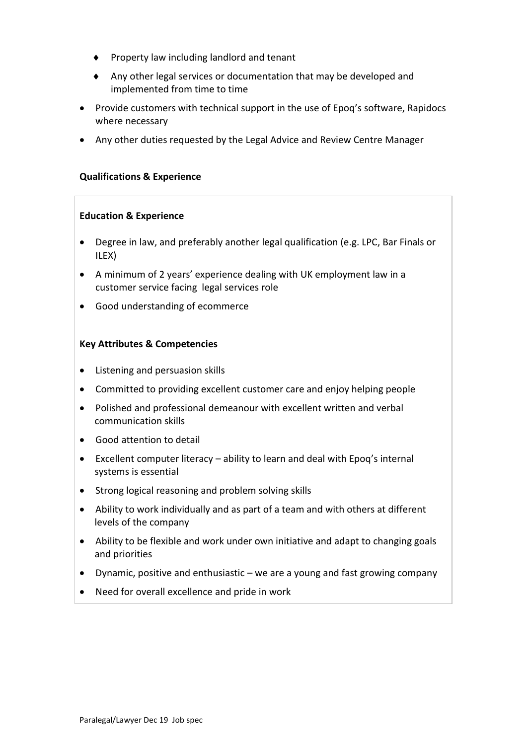- Property law including landlord and tenant
- Any other legal services or documentation that may be developed and implemented from time to time

- Provide customers with technical support in the use of Epoq's software, Rapidocs where necessary
- Any other duties requested by the Legal Advice and Review Centre Manager

**Qualifications & Experience**

**Education & Experience**

- Degree in law, and preferably another legal qualification (e.g. LPC, Bar Finals or ILEX)
- A minimum of 2 years' experience dealing with UK employment law in a customer service facing legal services role
- Good understanding of ecommerce

**Key Attributes & Competencies**

- Listening and persuasion skills
- Committed to providing excellent customer care and enjoy helping people
- Polished and professional demeanour with excellent written and verbal communication skills
- Good attention to detail
- Excellent computer literacy – ability to learn and deal with Epoq's internal systems is essential
- Strong logical reasoning and problem solving skills
- Ability to work individually and as part of a team and with others at different levels of the company
- Ability to be flexible and work under own initiative and adapt to changing goals and priorities
- Dynamic, positive and enthusiastic – we are a young and fast growing company
- Need for overall excellence and pride in work